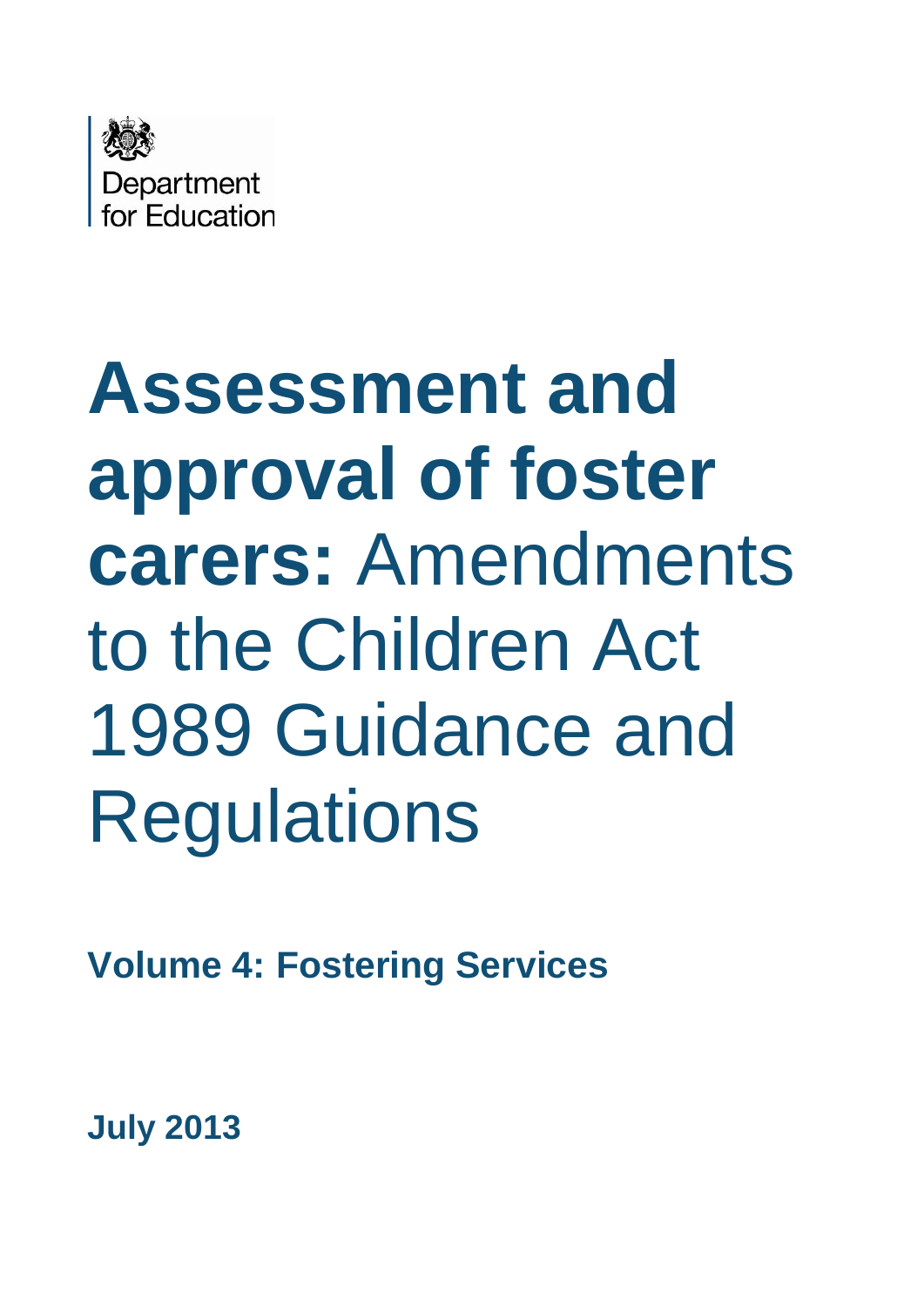Department for Education

# **Assessment and approval of foster carers:** Amendments to the Children Act 1989 Guidance and Regulations

**Volume 4: Fostering Services**

**July 2013**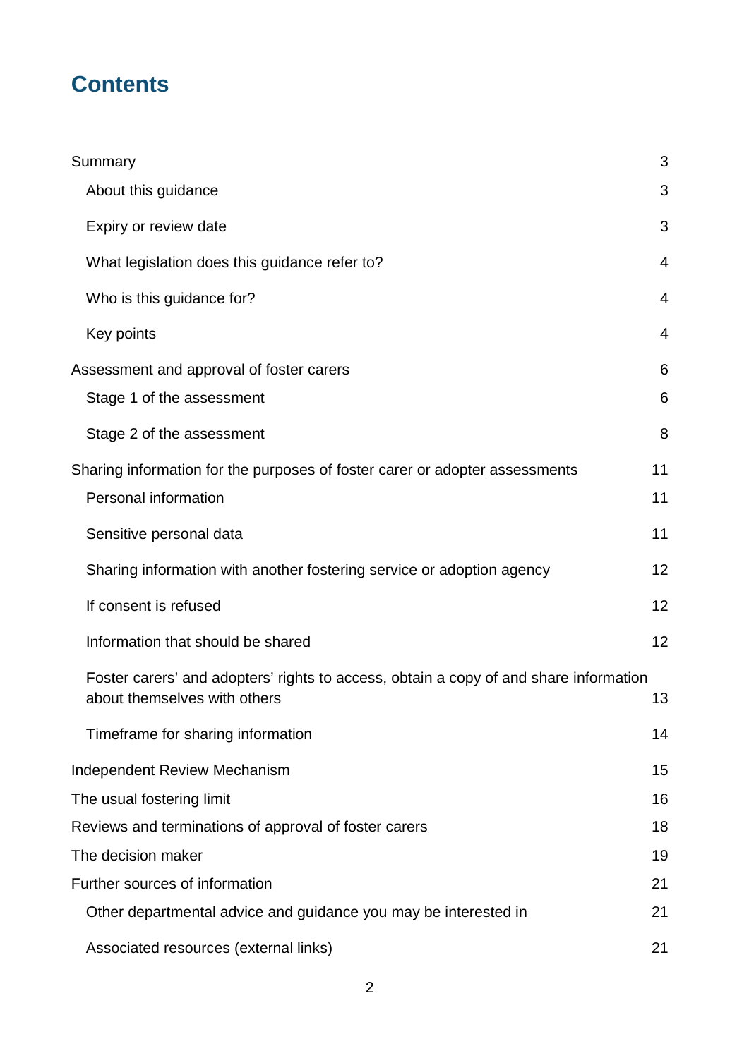# Contents

Summary 3

- About this guidance 3
- Expiry or review date 3
- What legislation does this guidance refer to? 4
- Who is this guidance for? 4
- Key points 4

Assessment and approval of foster carers 6

- Stage 1 of the assessment 6
- Stage 2 of the assessment 8

Sharing information for the purposes of foster carer or adopter assessments 11

- Personal information 11
- Sensitive personal data 11
- Sharing information with another fostering service or adoption agency 12
- If consent is refused 12
- Information that should be shared 12
- Foster carers' and adopters' rights to access, obtain a copy of and share information about themselves with others 13
- Timeframe for sharing information 14

Independent Review Mechanism 15

The usual fostering limit 16

Reviews and terminations of approval of foster carers 18

The decision maker 19

Further sources of information 21

- Other departmental advice and guidance you may be interested in 21
- Associated resources (external links) 21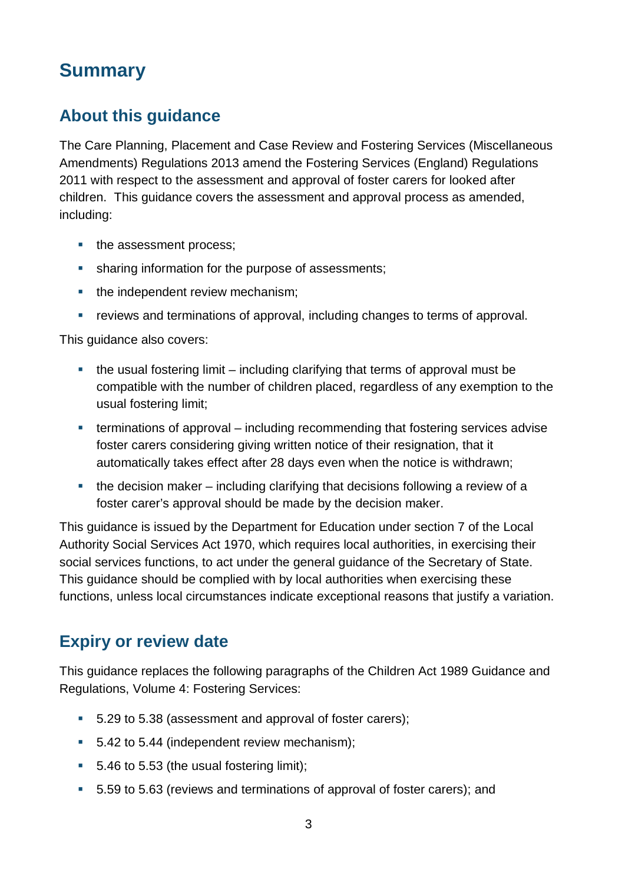# Summary

## About this guidance

The Care Planning, Placement and Case Review and Fostering Services (Miscellaneous Amendments) Regulations 2013 amend the Fostering Services (England) Regulations 2011 with respect to the assessment and approval of foster carers for looked after children. This guidance covers the assessment and approval process as amended, including:

- the assessment process;
- sharing information for the purpose of assessments;
- the independent review mechanism;
- reviews and terminations of approval, including changes to terms of approval.

This guidance also covers:

- the usual fostering limit – including clarifying that terms of approval must be compatible with the number of children placed, regardless of any exemption to the usual fostering limit;
- terminations of approval – including recommending that fostering services advise foster carers considering giving written notice of their resignation, that it automatically takes effect after 28 days even when the notice is withdrawn;
- the decision maker – including clarifying that decisions following a review of a foster carer's approval should be made by the decision maker.

This guidance is issued by the Department for Education under section 7 of the Local Authority Social Services Act 1970, which requires local authorities, in exercising their social services functions, to act under the general guidance of the Secretary of State. This guidance should be complied with by local authorities when exercising these functions, unless local circumstances indicate exceptional reasons that justify a variation.

## Expiry or review date

This guidance replaces the following paragraphs of the Children Act 1989 Guidance and Regulations, Volume 4: Fostering Services:

- 5.29 to 5.38 (assessment and approval of foster carers);
- 5.42 to 5.44 (independent review mechanism);
- 5.46 to 5.53 (the usual fostering limit);
- 5.59 to 5.63 (reviews and terminations of approval of foster carers); and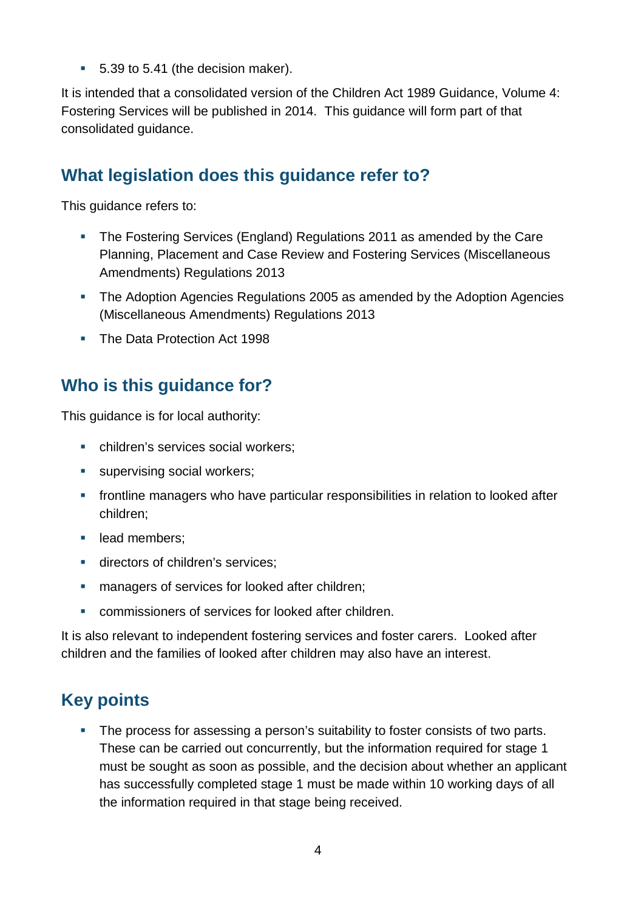- 5.39 to 5.41 (the decision maker).

It is intended that a consolidated version of the Children Act 1989 Guidance, Volume 4: Fostering Services will be published in 2014. This guidance will form part of that consolidated guidance.

## What legislation does this guidance refer to?

This guidance refers to:

- The Fostering Services (England) Regulations 2011 as amended by the Care Planning, Placement and Case Review and Fostering Services (Miscellaneous Amendments) Regulations 2013
- The Adoption Agencies Regulations 2005 as amended by the Adoption Agencies (Miscellaneous Amendments) Regulations 2013
- The Data Protection Act 1998

## Who is this guidance for?

This guidance is for local authority:

- children's services social workers;
- supervising social workers;
- frontline managers who have particular responsibilities in relation to looked after children;
- lead members;
- directors of children's services;
- managers of services for looked after children;
- commissioners of services for looked after children.

It is also relevant to independent fostering services and foster carers. Looked after children and the families of looked after children may also have an interest.

## Key points

- The process for assessing a person's suitability to foster consists of two parts. These can be carried out concurrently, but the information required for stage 1 must be sought as soon as possible, and the decision about whether an applicant has successfully completed stage 1 must be made within 10 working days of all the information required in that stage being received.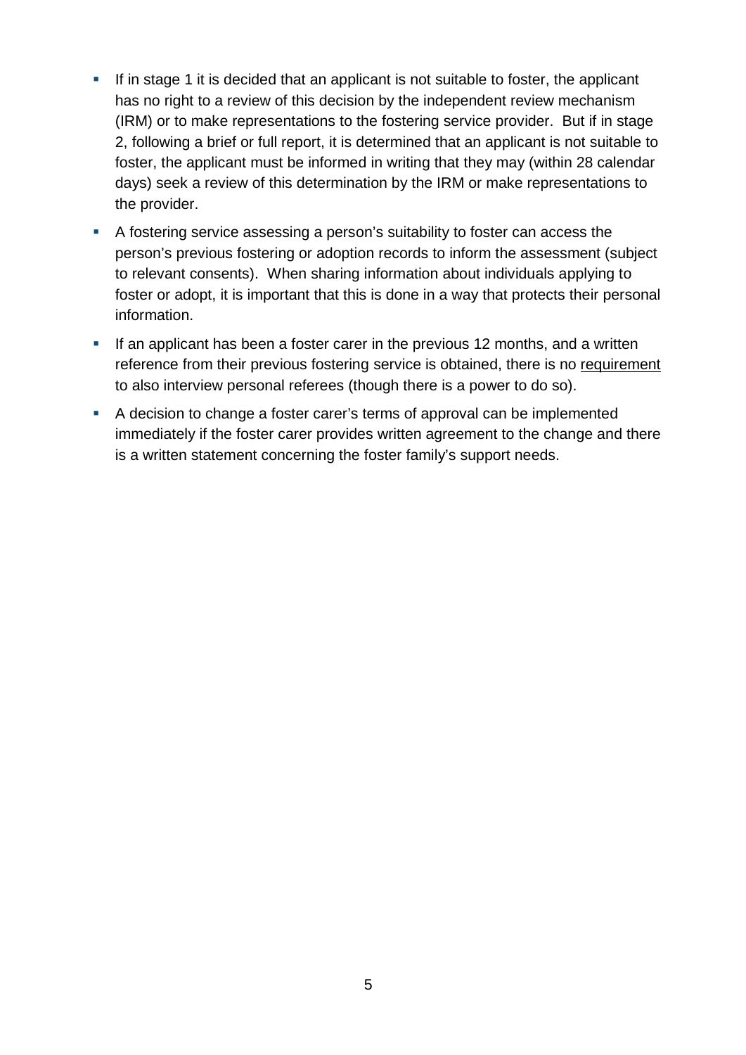- If in stage 1 it is decided that an applicant is not suitable to foster, the applicant has no right to a review of this decision by the independent review mechanism (IRM) or to make representations to the fostering service provider. But if in stage 2, following a brief or full report, it is determined that an applicant is not suitable to foster, the applicant must be informed in writing that they may (within 28 calendar days) seek a review of this determination by the IRM or make representations to the provider.
- A fostering service assessing a person's suitability to foster can access the person's previous fostering or adoption records to inform the assessment (subject to relevant consents). When sharing information about individuals applying to foster or adopt, it is important that this is done in a way that protects their personal information.
- If an applicant has been a foster carer in the previous 12 months, and a written reference from their previous fostering service is obtained, there is no <u>requirement</u> to also interview personal referees (though there is a power to do so).
- A decision to change a foster carer's terms of approval can be implemented immediately if the foster carer provides written agreement to the change and there is a written statement concerning the foster family's support needs.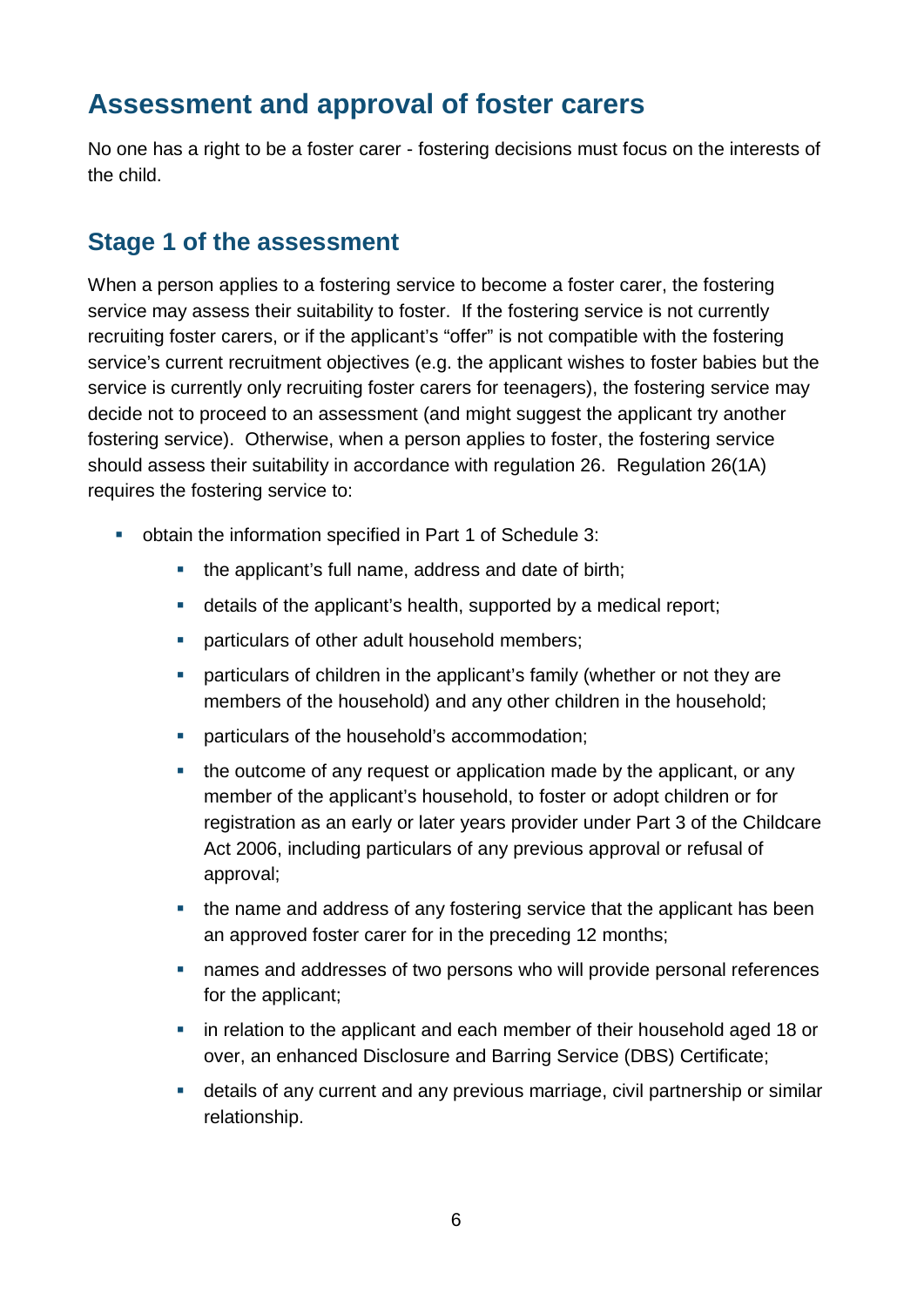## Assessment and approval of foster carers

No one has a right to be a foster carer - fostering decisions must focus on the interests of the child.

### Stage 1 of the assessment

When a person applies to a fostering service to become a foster carer, the fostering service may assess their suitability to foster. If the fostering service is not currently recruiting foster carers, or if the applicant's "offer" is not compatible with the fostering service's current recruitment objectives (e.g. the applicant wishes to foster babies but the service is currently only recruiting foster carers for teenagers), the fostering service may decide not to proceed to an assessment (and might suggest the applicant try another fostering service). Otherwise, when a person applies to foster, the fostering service should assess their suitability in accordance with regulation 26. Regulation 26(1A) requires the fostering service to:

- obtain the information specified in Part 1 of Schedule 3:
  - the applicant's full name, address and date of birth;
  - details of the applicant's health, supported by a medical report;
  - particulars of other adult household members;
  - particulars of children in the applicant's family (whether or not they are members of the household) and any other children in the household;
  - particulars of the household's accommodation;
  - the outcome of any request or application made by the applicant, or any member of the applicant's household, to foster or adopt children or for registration as an early or later years provider under Part 3 of the Childcare Act 2006, including particulars of any previous approval or refusal of approval;
  - the name and address of any fostering service that the applicant has been an approved foster carer for in the preceding 12 months;
  - names and addresses of two persons who will provide personal references for the applicant;
  - in relation to the applicant and each member of their household aged 18 or over, an enhanced Disclosure and Barring Service (DBS) Certificate;
  - details of any current and any previous marriage, civil partnership or similar relationship.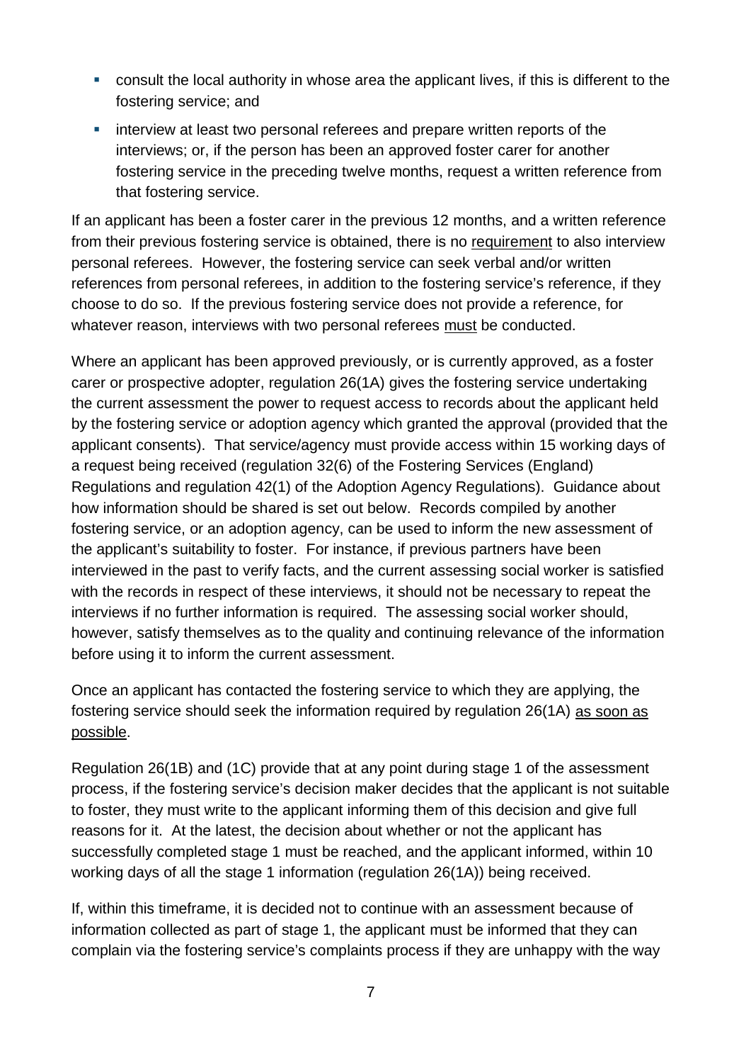- consult the local authority in whose area the applicant lives, if this is different to the fostering service; and
- interview at least two personal referees and prepare written reports of the interviews; or, if the person has been an approved foster carer for another fostering service in the preceding twelve months, request a written reference from that fostering service.

If an applicant has been a foster carer in the previous 12 months, and a written reference from their previous fostering service is obtained, there is no requirement to also interview personal referees. However, the fostering service can seek verbal and/or written references from personal referees, in addition to the fostering service's reference, if they choose to do so. If the previous fostering service does not provide a reference, for whatever reason, interviews with two personal referees must be conducted.

Where an applicant has been approved previously, or is currently approved, as a foster carer or prospective adopter, regulation 26(1A) gives the fostering service undertaking the current assessment the power to request access to records about the applicant held by the fostering service or adoption agency which granted the approval (provided that the applicant consents). That service/agency must provide access within 15 working days of a request being received (regulation 32(6) of the Fostering Services (England) Regulations and regulation 42(1) of the Adoption Agency Regulations). Guidance about how information should be shared is set out below. Records compiled by another fostering service, or an adoption agency, can be used to inform the new assessment of the applicant's suitability to foster. For instance, if previous partners have been interviewed in the past to verify facts, and the current assessing social worker is satisfied with the records in respect of these interviews, it should not be necessary to repeat the interviews if no further information is required. The assessing social worker should, however, satisfy themselves as to the quality and continuing relevance of the information before using it to inform the current assessment.

Once an applicant has contacted the fostering service to which they are applying, the fostering service should seek the information required by regulation 26(1A) as soon as possible.

Regulation 26(1B) and (1C) provide that at any point during stage 1 of the assessment process, if the fostering service's decision maker decides that the applicant is not suitable to foster, they must write to the applicant informing them of this decision and give full reasons for it. At the latest, the decision about whether or not the applicant has successfully completed stage 1 must be reached, and the applicant informed, within 10 working days of all the stage 1 information (regulation 26(1A)) being received.

If, within this timeframe, it is decided not to continue with an assessment because of information collected as part of stage 1, the applicant must be informed that they can complain via the fostering service's complaints process if they are unhappy with the way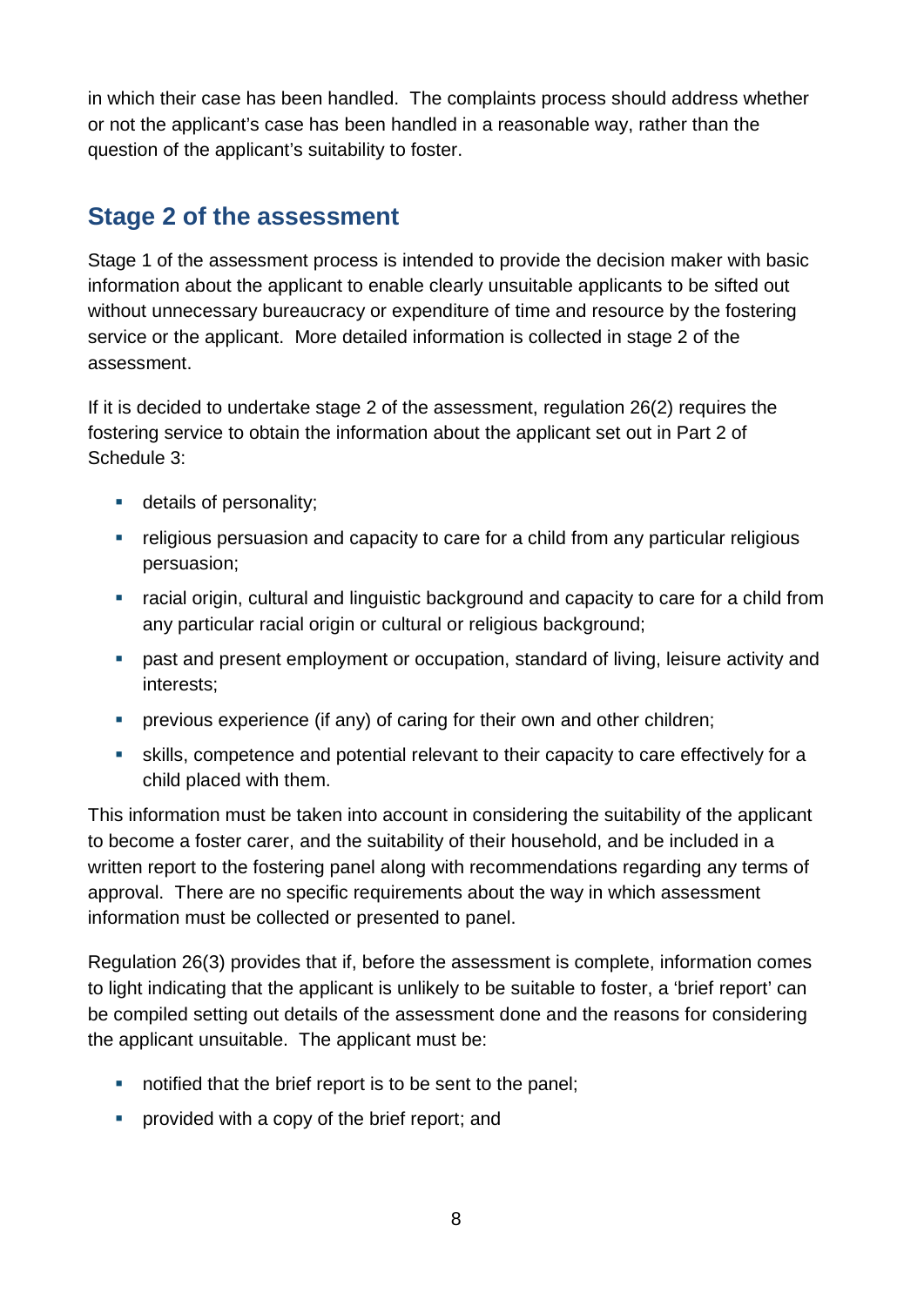in which their case has been handled. The complaints process should address whether or not the applicant's case has been handled in a reasonable way, rather than the question of the applicant's suitability to foster.

## Stage 2 of the assessment

Stage 1 of the assessment process is intended to provide the decision maker with basic information about the applicant to enable clearly unsuitable applicants to be sifted out without unnecessary bureaucracy or expenditure of time and resource by the fostering service or the applicant. More detailed information is collected in stage 2 of the assessment.

If it is decided to undertake stage 2 of the assessment, regulation 26(2) requires the fostering service to obtain the information about the applicant set out in Part 2 of Schedule 3:

- details of personality;
- religious persuasion and capacity to care for a child from any particular religious persuasion;
- racial origin, cultural and linguistic background and capacity to care for a child from any particular racial origin or cultural or religious background;
- past and present employment or occupation, standard of living, leisure activity and interests;
- previous experience (if any) of caring for their own and other children;
- skills, competence and potential relevant to their capacity to care effectively for a child placed with them.

This information must be taken into account in considering the suitability of the applicant to become a foster carer, and the suitability of their household, and be included in a written report to the fostering panel along with recommendations regarding any terms of approval. There are no specific requirements about the way in which assessment information must be collected or presented to panel.

Regulation 26(3) provides that if, before the assessment is complete, information comes to light indicating that the applicant is unlikely to be suitable to foster, a 'brief report' can be compiled setting out details of the assessment done and the reasons for considering the applicant unsuitable. The applicant must be:

- notified that the brief report is to be sent to the panel;
- provided with a copy of the brief report; and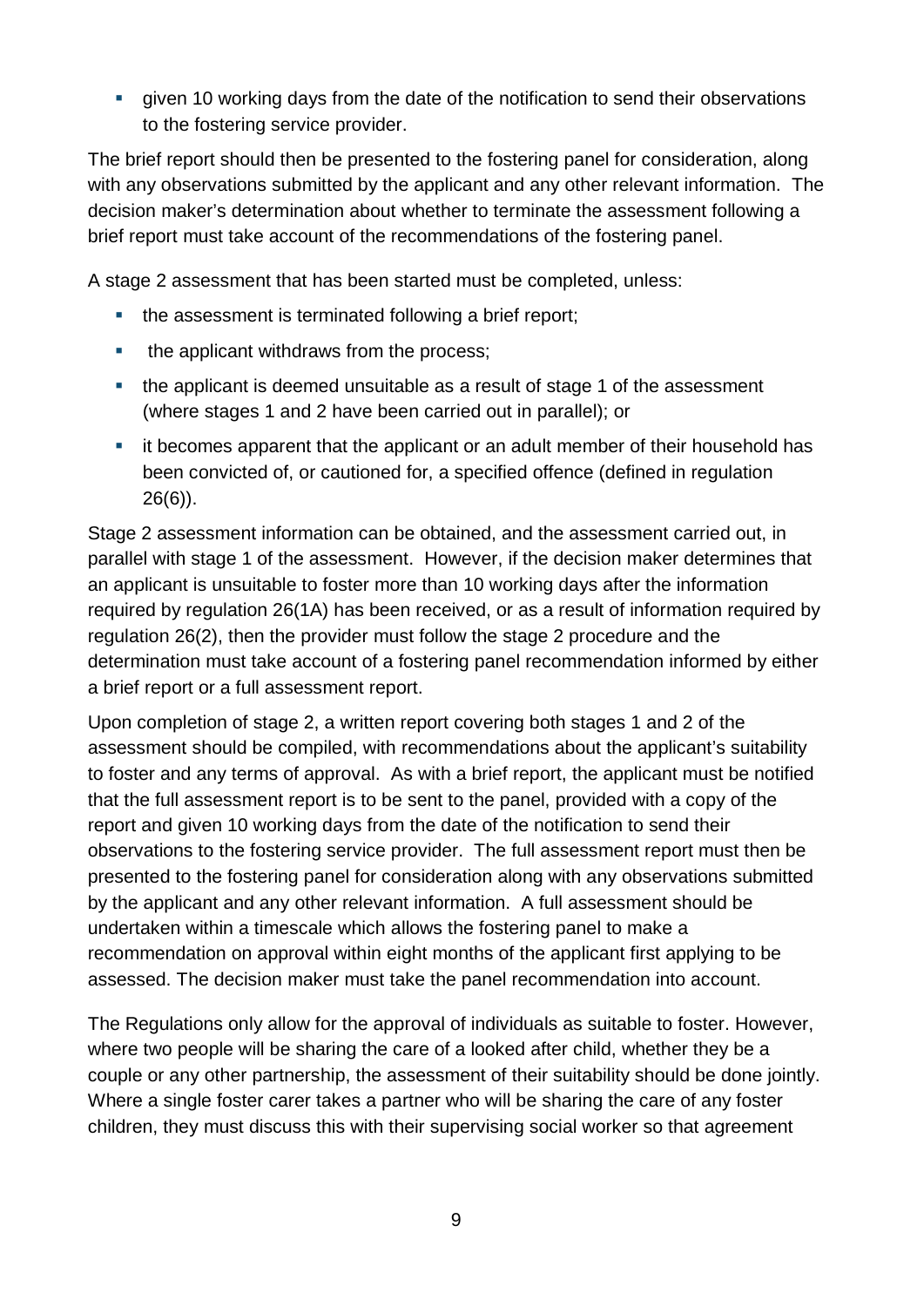- given 10 working days from the date of the notification to send their observations to the fostering service provider.

The brief report should then be presented to the fostering panel for consideration, along with any observations submitted by the applicant and any other relevant information. The decision maker's determination about whether to terminate the assessment following a brief report must take account of the recommendations of the fostering panel.

A stage 2 assessment that has been started must be completed, unless:

- the assessment is terminated following a brief report;
- the applicant withdraws from the process;
- the applicant is deemed unsuitable as a result of stage 1 of the assessment (where stages 1 and 2 have been carried out in parallel); or
- it becomes apparent that the applicant or an adult member of their household has been convicted of, or cautioned for, a specified offence (defined in regulation 26(6)).

Stage 2 assessment information can be obtained, and the assessment carried out, in parallel with stage 1 of the assessment. However, if the decision maker determines that an applicant is unsuitable to foster more than 10 working days after the information required by regulation 26(1A) has been received, or as a result of information required by regulation 26(2), then the provider must follow the stage 2 procedure and the determination must take account of a fostering panel recommendation informed by either a brief report or a full assessment report.

Upon completion of stage 2, a written report covering both stages 1 and 2 of the assessment should be compiled, with recommendations about the applicant's suitability to foster and any terms of approval. As with a brief report, the applicant must be notified that the full assessment report is to be sent to the panel, provided with a copy of the report and given 10 working days from the date of the notification to send their observations to the fostering service provider. The full assessment report must then be presented to the fostering panel for consideration along with any observations submitted by the applicant and any other relevant information. A full assessment should be undertaken within a timescale which allows the fostering panel to make a recommendation on approval within eight months of the applicant first applying to be assessed. The decision maker must take the panel recommendation into account.

The Regulations only allow for the approval of individuals as suitable to foster. However, where two people will be sharing the care of a looked after child, whether they be a couple or any other partnership, the assessment of their suitability should be done jointly. Where a single foster carer takes a partner who will be sharing the care of any foster children, they must discuss this with their supervising social worker so that agreement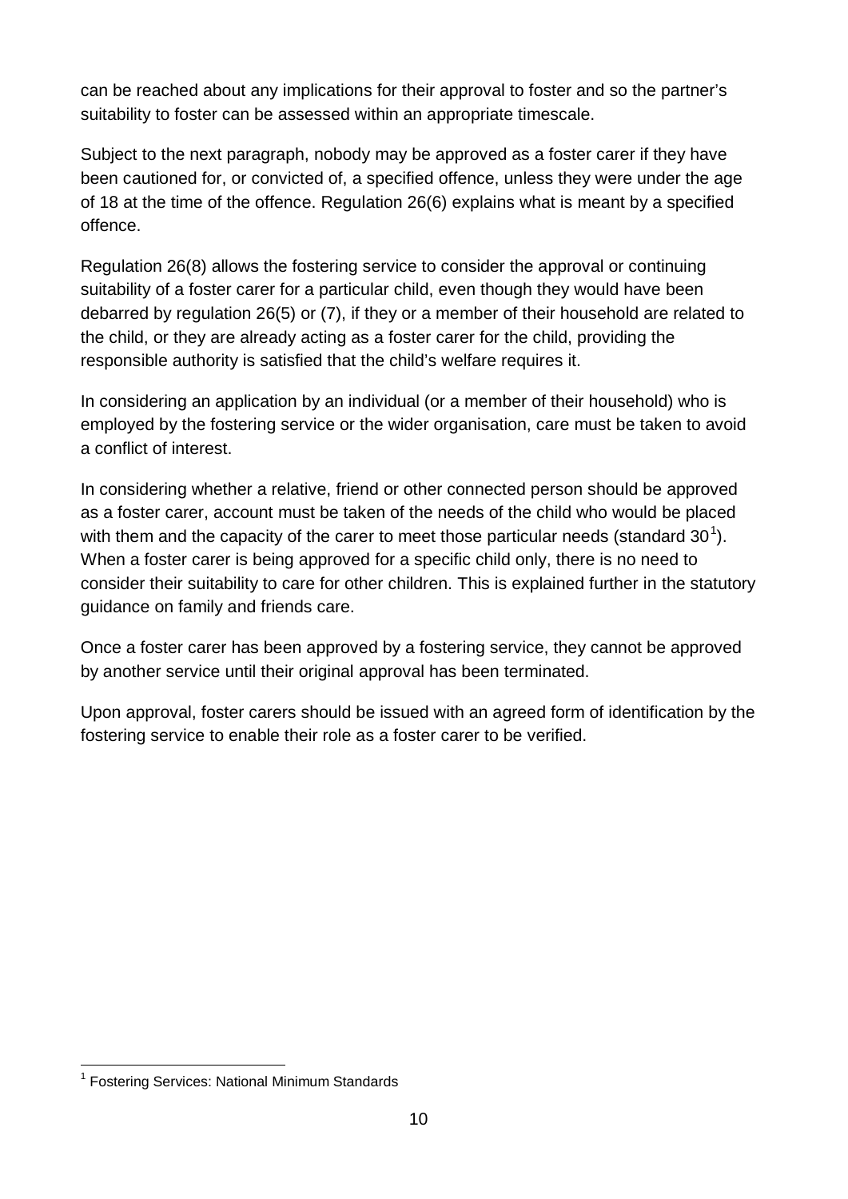can be reached about any implications for their approval to foster and so the partner's suitability to foster can be assessed within an appropriate timescale.

Subject to the next paragraph, nobody may be approved as a foster carer if they have been cautioned for, or convicted of, a specified offence, unless they were under the age of 18 at the time of the offence. Regulation 26(6) explains what is meant by a specified offence.

Regulation 26(8) allows the fostering service to consider the approval or continuing suitability of a foster carer for a particular child, even though they would have been debarred by regulation 26(5) or (7), if they or a member of their household are related to the child, or they are already acting as a foster carer for the child, providing the responsible authority is satisfied that the child's welfare requires it.

In considering an application by an individual (or a member of their household) who is employed by the fostering service or the wider organisation, care must be taken to avoid a conflict of interest.

In considering whether a relative, friend or other connected person should be approved as a foster carer, account must be taken of the needs of the child who would be placed with them and the capacity of the carer to meet those particular needs (standard 30[1]). When a foster carer is being approved for a specific child only, there is no need to consider their suitability to care for other children. This is explained further in the statutory guidance on family and friends care.

Once a foster carer has been approved by a fostering service, they cannot be approved by another service until their original approval has been terminated.

Upon approval, foster carers should be issued with an agreed form of identification by the fostering service to enable their role as a foster carer to be verified.

[1] Fostering Services: National Minimum Standards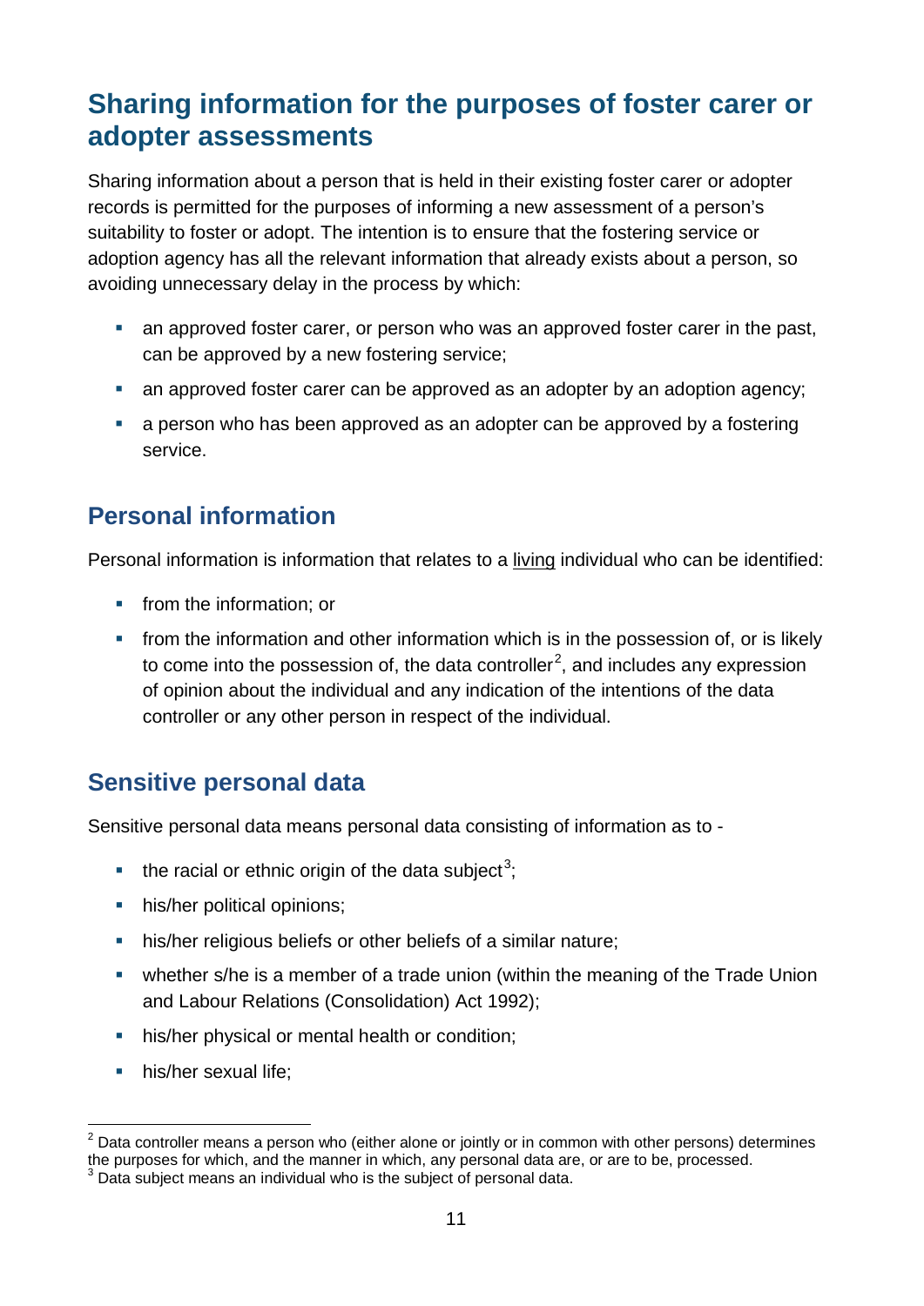## Sharing information for the purposes of foster carer or adopter assessments

Sharing information about a person that is held in their existing foster carer or adopter records is permitted for the purposes of informing a new assessment of a person's suitability to foster or adopt. The intention is to ensure that the fostering service or adoption agency has all the relevant information that already exists about a person, so avoiding unnecessary delay in the process by which:

- an approved foster carer, or person who was an approved foster carer in the past, can be approved by a new fostering service;
- an approved foster carer can be approved as an adopter by an adoption agency;
- a person who has been approved as an adopter can be approved by a fostering service.

### Personal information

Personal information is information that relates to a living individual who can be identified:

- from the information; or
- from the information and other information which is in the possession of, or is likely to come into the possession of, the data controller[2], and includes any expression of opinion about the individual and any indication of the intentions of the data controller or any other person in respect of the individual.

### Sensitive personal data

Sensitive personal data means personal data consisting of information as to -

- the racial or ethnic origin of the data subject[3];
- his/her political opinions;
- his/her religious beliefs or other beliefs of a similar nature;
- whether s/he is a member of a trade union (within the meaning of the Trade Union and Labour Relations (Consolidation) Act 1992);
- his/her physical or mental health or condition;
- his/her sexual life;

[2] Data controller means a person who (either alone or jointly or in common with other persons) determines the purposes for which, and the manner in which, any personal data are, or are to be, processed.

[3] Data subject means an individual who is the subject of personal data.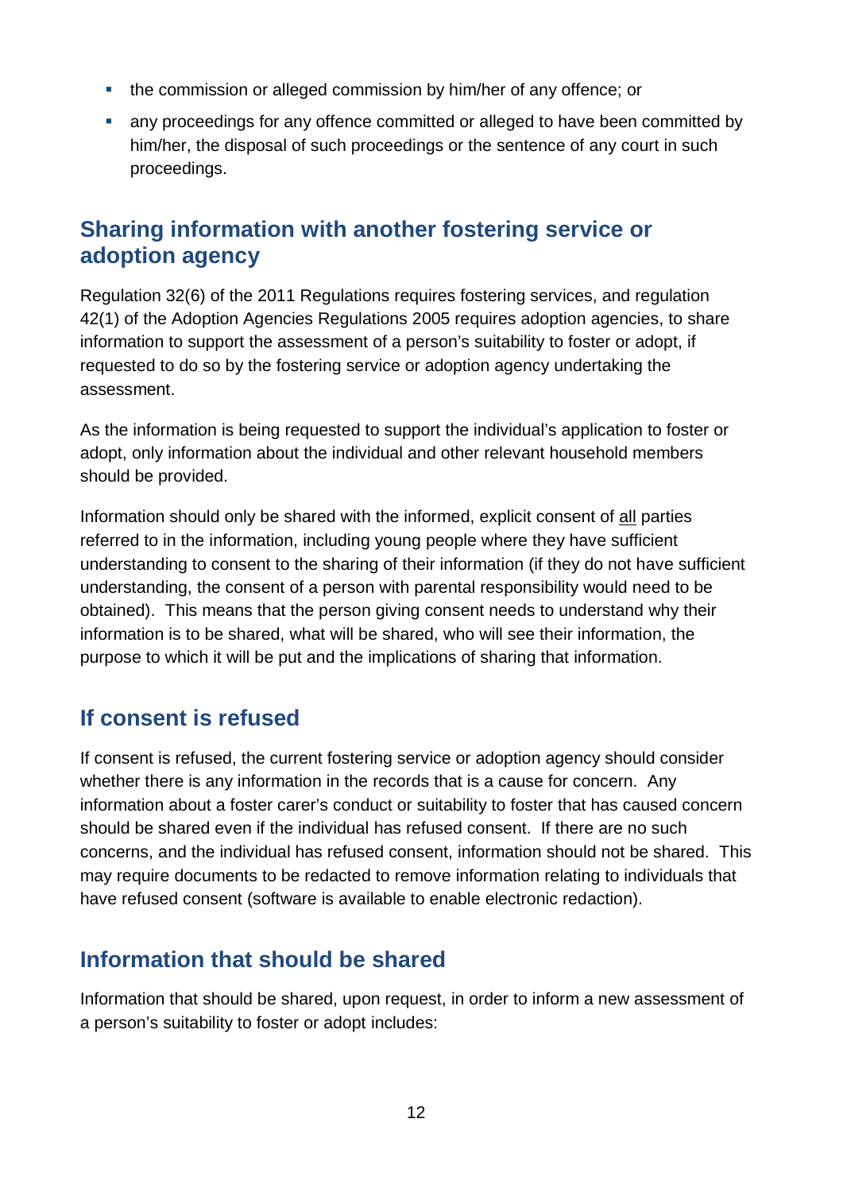- the commission or alleged commission by him/her of any offence; or
- any proceedings for any offence committed or alleged to have been committed by him/her, the disposal of such proceedings or the sentence of any court in such proceedings.

## Sharing information with another fostering service or adoption agency

Regulation 32(6) of the 2011 Regulations requires fostering services, and regulation 42(1) of the Adoption Agencies Regulations 2005 requires adoption agencies, to share information to support the assessment of a person's suitability to foster or adopt, if requested to do so by the fostering service or adoption agency undertaking the assessment.

As the information is being requested to support the individual's application to foster or adopt, only information about the individual and other relevant household members should be provided.

Information should only be shared with the informed, explicit consent of <u>all</u> parties referred to in the information, including young people where they have sufficient understanding to consent to the sharing of their information (if they do not have sufficient understanding, the consent of a person with parental responsibility would need to be obtained). This means that the person giving consent needs to understand why their information is to be shared, what will be shared, who will see their information, the purpose to which it will be put and the implications of sharing that information.

## If consent is refused

If consent is refused, the current fostering service or adoption agency should consider whether there is any information in the records that is a cause for concern. Any information about a foster carer's conduct or suitability to foster that has caused concern should be shared even if the individual has refused consent. If there are no such concerns, and the individual has refused consent, information should not be shared. This may require documents to be redacted to remove information relating to individuals that have refused consent (software is available to enable electronic redaction).

## Information that should be shared

Information that should be shared, upon request, in order to inform a new assessment of a person's suitability to foster or adopt includes: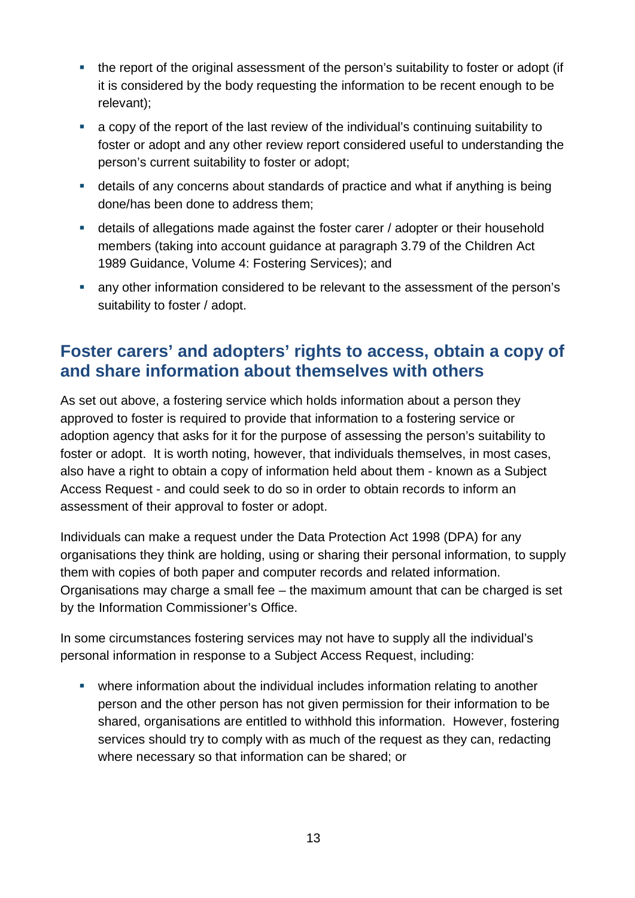- the report of the original assessment of the person's suitability to foster or adopt (if it is considered by the body requesting the information to be recent enough to be relevant);
- a copy of the report of the last review of the individual's continuing suitability to foster or adopt and any other review report considered useful to understanding the person's current suitability to foster or adopt;
- details of any concerns about standards of practice and what if anything is being done/has been done to address them;
- details of allegations made against the foster carer / adopter or their household members (taking into account guidance at paragraph 3.79 of the Children Act 1989 Guidance, Volume 4: Fostering Services); and
- any other information considered to be relevant to the assessment of the person's suitability to foster / adopt.

## Foster carers' and adopters' rights to access, obtain a copy of and share information about themselves with others

As set out above, a fostering service which holds information about a person they approved to foster is required to provide that information to a fostering service or adoption agency that asks for it for the purpose of assessing the person's suitability to foster or adopt. It is worth noting, however, that individuals themselves, in most cases, also have a right to obtain a copy of information held about them - known as a Subject Access Request - and could seek to do so in order to obtain records to inform an assessment of their approval to foster or adopt.

Individuals can make a request under the Data Protection Act 1998 (DPA) for any organisations they think are holding, using or sharing their personal information, to supply them with copies of both paper and computer records and related information. Organisations may charge a small fee – the maximum amount that can be charged is set by the Information Commissioner's Office.

In some circumstances fostering services may not have to supply all the individual's personal information in response to a Subject Access Request, including:

- where information about the individual includes information relating to another person and the other person has not given permission for their information to be shared, organisations are entitled to withhold this information. However, fostering services should try to comply with as much of the request as they can, redacting where necessary so that information can be shared; or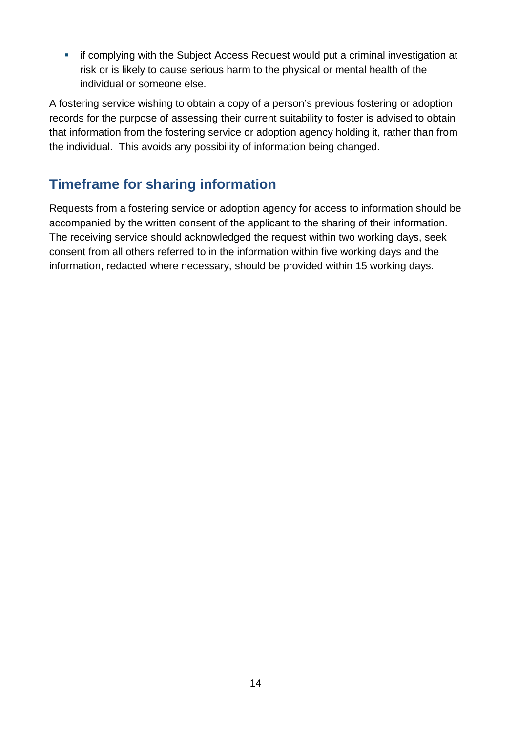- if complying with the Subject Access Request would put a criminal investigation at risk or is likely to cause serious harm to the physical or mental health of the individual or someone else.

A fostering service wishing to obtain a copy of a person's previous fostering or adoption records for the purpose of assessing their current suitability to foster is advised to obtain that information from the fostering service or adoption agency holding it, rather than from the individual. This avoids any possibility of information being changed.

## Timeframe for sharing information

Requests from a fostering service or adoption agency for access to information should be accompanied by the written consent of the applicant to the sharing of their information. The receiving service should acknowledged the request within two working days, seek consent from all others referred to in the information within five working days and the information, redacted where necessary, should be provided within 15 working days.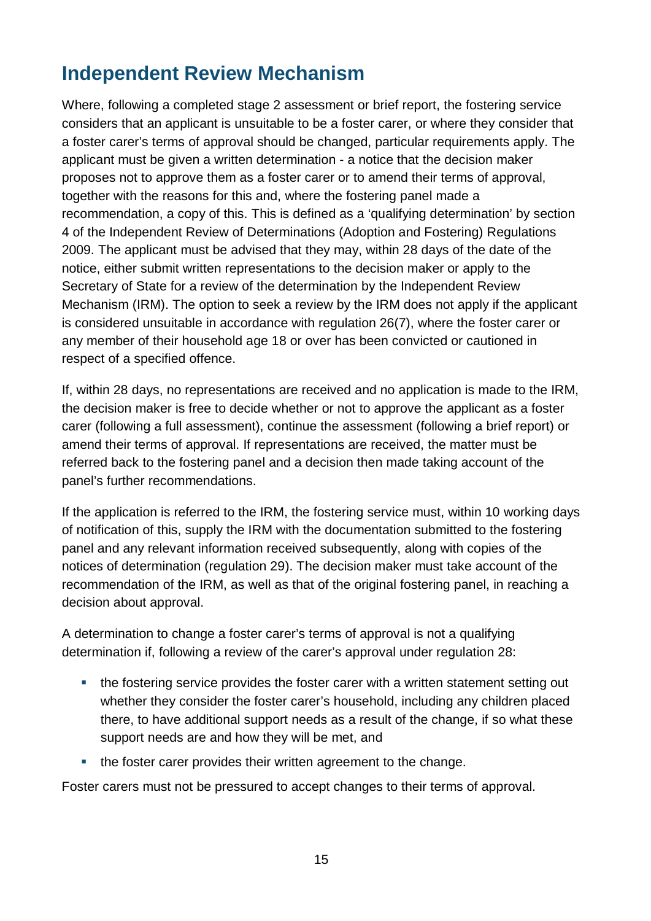## Independent Review Mechanism

Where, following a completed stage 2 assessment or brief report, the fostering service considers that an applicant is unsuitable to be a foster carer, or where they consider that a foster carer's terms of approval should be changed, particular requirements apply. The applicant must be given a written determination - a notice that the decision maker proposes not to approve them as a foster carer or to amend their terms of approval, together with the reasons for this and, where the fostering panel made a recommendation, a copy of this. This is defined as a 'qualifying determination' by section 4 of the Independent Review of Determinations (Adoption and Fostering) Regulations 2009. The applicant must be advised that they may, within 28 days of the date of the notice, either submit written representations to the decision maker or apply to the Secretary of State for a review of the determination by the Independent Review Mechanism (IRM). The option to seek a review by the IRM does not apply if the applicant is considered unsuitable in accordance with regulation 26(7), where the foster carer or any member of their household age 18 or over has been convicted or cautioned in respect of a specified offence.

If, within 28 days, no representations are received and no application is made to the IRM, the decision maker is free to decide whether or not to approve the applicant as a foster carer (following a full assessment), continue the assessment (following a brief report) or amend their terms of approval. If representations are received, the matter must be referred back to the fostering panel and a decision then made taking account of the panel's further recommendations.

If the application is referred to the IRM, the fostering service must, within 10 working days of notification of this, supply the IRM with the documentation submitted to the fostering panel and any relevant information received subsequently, along with copies of the notices of determination (regulation 29). The decision maker must take account of the recommendation of the IRM, as well as that of the original fostering panel, in reaching a decision about approval.

A determination to change a foster carer's terms of approval is not a qualifying determination if, following a review of the carer's approval under regulation 28:

- the fostering service provides the foster carer with a written statement setting out whether they consider the foster carer's household, including any children placed there, to have additional support needs as a result of the change, if so what these support needs are and how they will be met, and
- the foster carer provides their written agreement to the change.

Foster carers must not be pressured to accept changes to their terms of approval.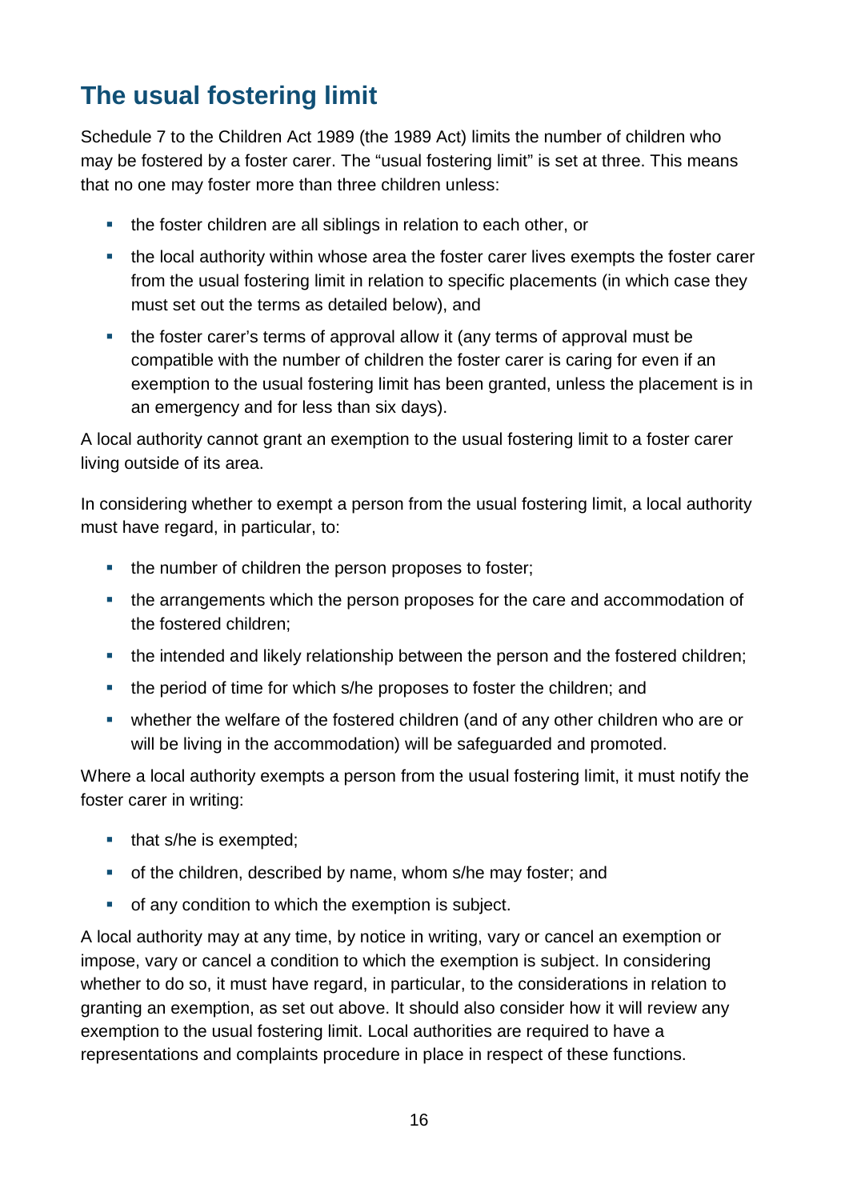## The usual fostering limit

Schedule 7 to the Children Act 1989 (the 1989 Act) limits the number of children who may be fostered by a foster carer. The "usual fostering limit" is set at three. This means that no one may foster more than three children unless:

- the foster children are all siblings in relation to each other, or
- the local authority within whose area the foster carer lives exempts the foster carer from the usual fostering limit in relation to specific placements (in which case they must set out the terms as detailed below), and
- the foster carer's terms of approval allow it (any terms of approval must be compatible with the number of children the foster carer is caring for even if an exemption to the usual fostering limit has been granted, unless the placement is in an emergency and for less than six days).

A local authority cannot grant an exemption to the usual fostering limit to a foster carer living outside of its area.

In considering whether to exempt a person from the usual fostering limit, a local authority must have regard, in particular, to:

- the number of children the person proposes to foster;
- the arrangements which the person proposes for the care and accommodation of the fostered children;
- the intended and likely relationship between the person and the fostered children;
- the period of time for which s/he proposes to foster the children; and
- whether the welfare of the fostered children (and of any other children who are or will be living in the accommodation) will be safeguarded and promoted.

Where a local authority exempts a person from the usual fostering limit, it must notify the foster carer in writing:

- that s/he is exempted;
- of the children, described by name, whom s/he may foster; and
- of any condition to which the exemption is subject.

A local authority may at any time, by notice in writing, vary or cancel an exemption or impose, vary or cancel a condition to which the exemption is subject. In considering whether to do so, it must have regard, in particular, to the considerations in relation to granting an exemption, as set out above. It should also consider how it will review any exemption to the usual fostering limit. Local authorities are required to have a representations and complaints procedure in place in respect of these functions.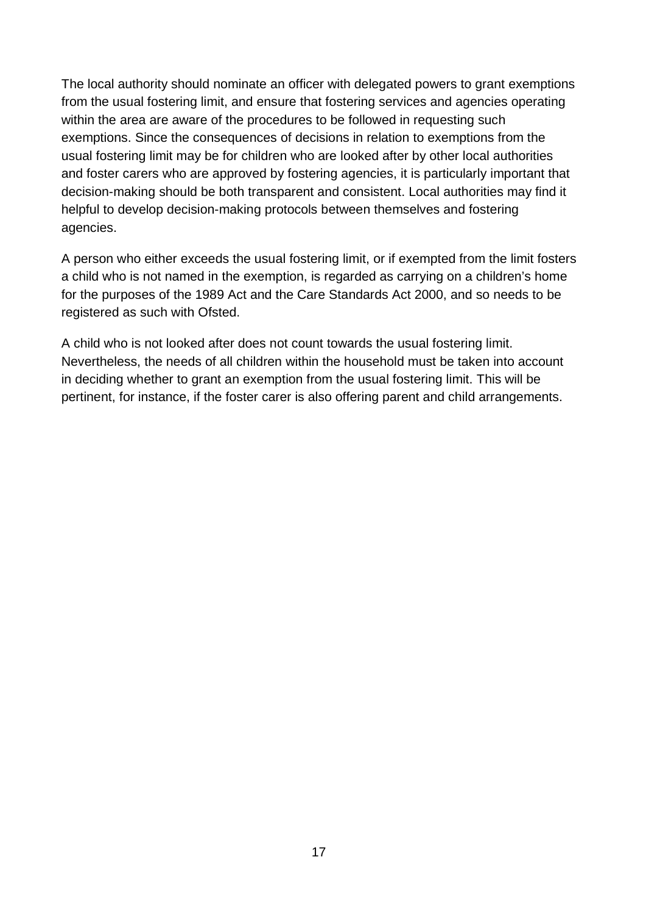The local authority should nominate an officer with delegated powers to grant exemptions from the usual fostering limit, and ensure that fostering services and agencies operating within the area are aware of the procedures to be followed in requesting such exemptions. Since the consequences of decisions in relation to exemptions from the usual fostering limit may be for children who are looked after by other local authorities and foster carers who are approved by fostering agencies, it is particularly important that decision-making should be both transparent and consistent. Local authorities may find it helpful to develop decision-making protocols between themselves and fostering agencies.

A person who either exceeds the usual fostering limit, or if exempted from the limit fosters a child who is not named in the exemption, is regarded as carrying on a children's home for the purposes of the 1989 Act and the Care Standards Act 2000, and so needs to be registered as such with Ofsted.

A child who is not looked after does not count towards the usual fostering limit. Nevertheless, the needs of all children within the household must be taken into account in deciding whether to grant an exemption from the usual fostering limit. This will be pertinent, for instance, if the foster carer is also offering parent and child arrangements.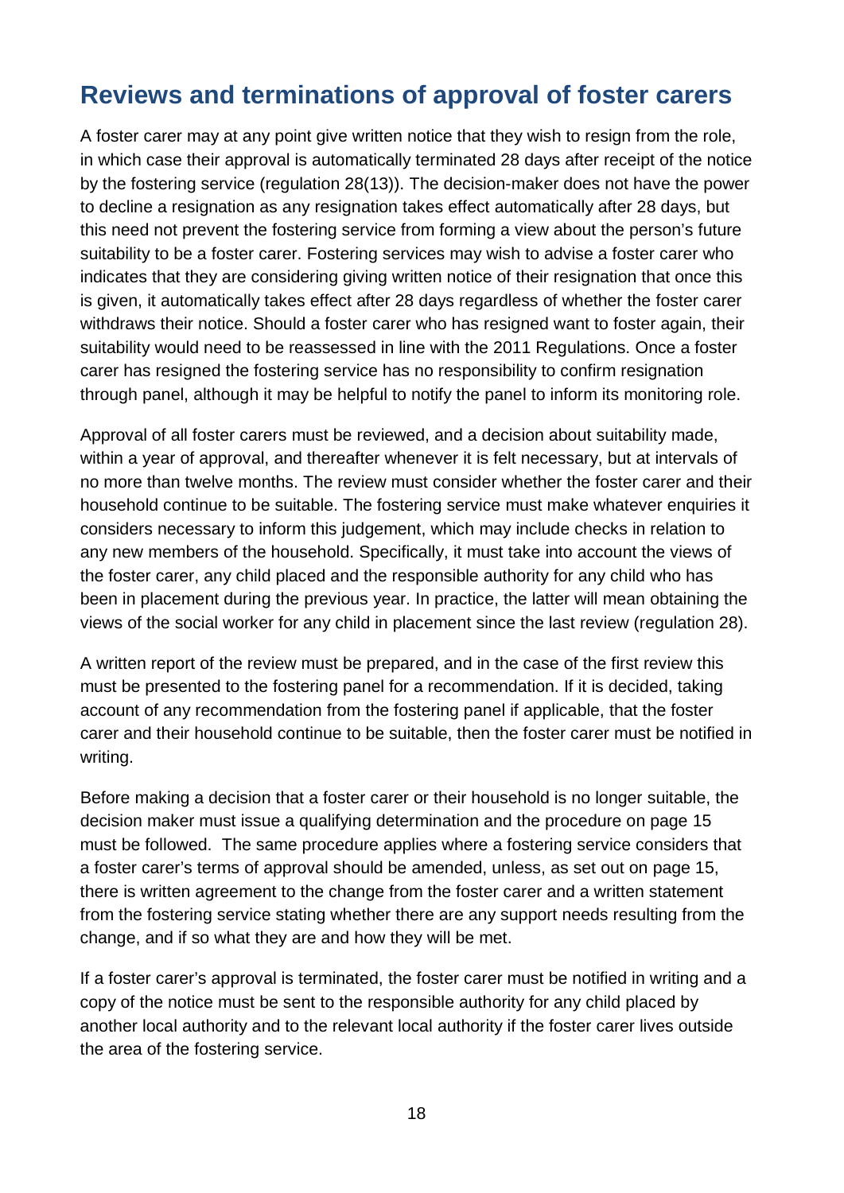## Reviews and terminations of approval of foster carers

A foster carer may at any point give written notice that they wish to resign from the role, in which case their approval is automatically terminated 28 days after receipt of the notice by the fostering service (regulation 28(13)). The decision-maker does not have the power to decline a resignation as any resignation takes effect automatically after 28 days, but this need not prevent the fostering service from forming a view about the person's future suitability to be a foster carer. Fostering services may wish to advise a foster carer who indicates that they are considering giving written notice of their resignation that once this is given, it automatically takes effect after 28 days regardless of whether the foster carer withdraws their notice. Should a foster carer who has resigned want to foster again, their suitability would need to be reassessed in line with the 2011 Regulations. Once a foster carer has resigned the fostering service has no responsibility to confirm resignation through panel, although it may be helpful to notify the panel to inform its monitoring role.

Approval of all foster carers must be reviewed, and a decision about suitability made, within a year of approval, and thereafter whenever it is felt necessary, but at intervals of no more than twelve months. The review must consider whether the foster carer and their household continue to be suitable. The fostering service must make whatever enquiries it considers necessary to inform this judgement, which may include checks in relation to any new members of the household. Specifically, it must take into account the views of the foster carer, any child placed and the responsible authority for any child who has been in placement during the previous year. In practice, the latter will mean obtaining the views of the social worker for any child in placement since the last review (regulation 28).

A written report of the review must be prepared, and in the case of the first review this must be presented to the fostering panel for a recommendation. If it is decided, taking account of any recommendation from the fostering panel if applicable, that the foster carer and their household continue to be suitable, then the foster carer must be notified in writing.

Before making a decision that a foster carer or their household is no longer suitable, the decision maker must issue a qualifying determination and the procedure on page 15 must be followed. The same procedure applies where a fostering service considers that a foster carer's terms of approval should be amended, unless, as set out on page 15, there is written agreement to the change from the foster carer and a written statement from the fostering service stating whether there are any support needs resulting from the change, and if so what they are and how they will be met.

If a foster carer's approval is terminated, the foster carer must be notified in writing and a copy of the notice must be sent to the responsible authority for any child placed by another local authority and to the relevant local authority if the foster carer lives outside the area of the fostering service.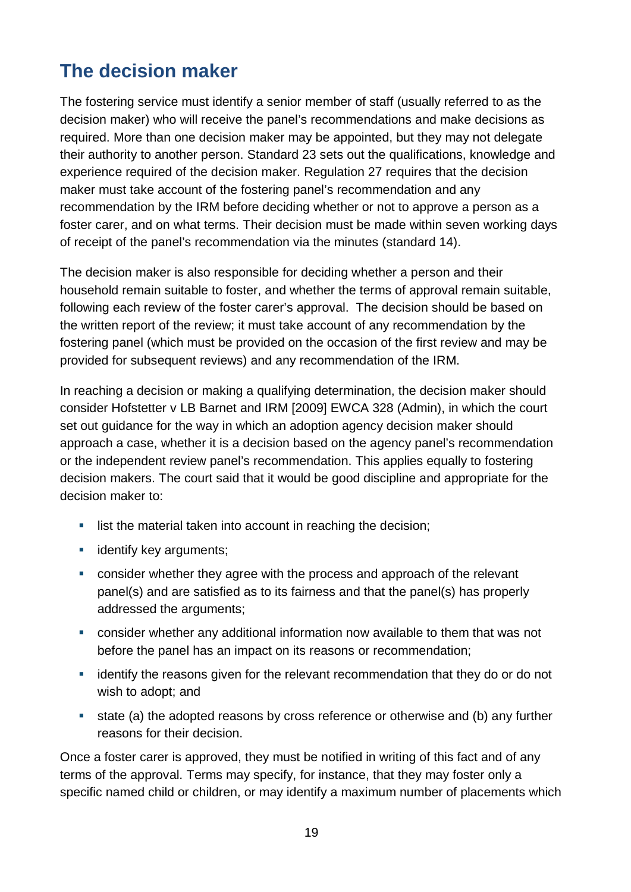## The decision maker

The fostering service must identify a senior member of staff (usually referred to as the decision maker) who will receive the panel's recommendations and make decisions as required. More than one decision maker may be appointed, but they may not delegate their authority to another person. Standard 23 sets out the qualifications, knowledge and experience required of the decision maker. Regulation 27 requires that the decision maker must take account of the fostering panel's recommendation and any recommendation by the IRM before deciding whether or not to approve a person as a foster carer, and on what terms. Their decision must be made within seven working days of receipt of the panel's recommendation via the minutes (standard 14).

The decision maker is also responsible for deciding whether a person and their household remain suitable to foster, and whether the terms of approval remain suitable, following each review of the foster carer's approval. The decision should be based on the written report of the review; it must take account of any recommendation by the fostering panel (which must be provided on the occasion of the first review and may be provided for subsequent reviews) and any recommendation of the IRM.

In reaching a decision or making a qualifying determination, the decision maker should consider Hofstetter v LB Barnet and IRM [2009] EWCA 328 (Admin), in which the court set out guidance for the way in which an adoption agency decision maker should approach a case, whether it is a decision based on the agency panel's recommendation or the independent review panel's recommendation. This applies equally to fostering decision makers. The court said that it would be good discipline and appropriate for the decision maker to:

- list the material taken into account in reaching the decision;
- identify key arguments;
- consider whether they agree with the process and approach of the relevant panel(s) and are satisfied as to its fairness and that the panel(s) has properly addressed the arguments;
- consider whether any additional information now available to them that was not before the panel has an impact on its reasons or recommendation;
- identify the reasons given for the relevant recommendation that they do or do not wish to adopt; and
- state (a) the adopted reasons by cross reference or otherwise and (b) any further reasons for their decision.

Once a foster carer is approved, they must be notified in writing of this fact and of any terms of the approval. Terms may specify, for instance, that they may foster only a specific named child or children, or may identify a maximum number of placements which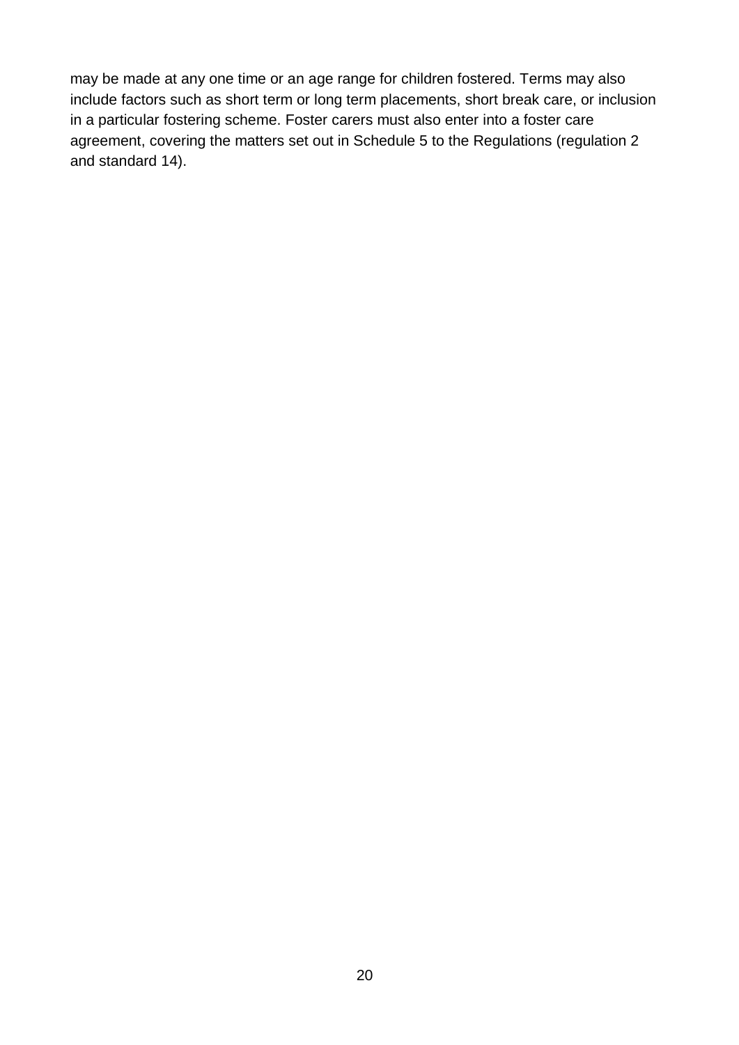may be made at any one time or an age range for children fostered. Terms may also include factors such as short term or long term placements, short break care, or inclusion in a particular fostering scheme. Foster carers must also enter into a foster care agreement, covering the matters set out in Schedule 5 to the Regulations (regulation 2 and standard 14).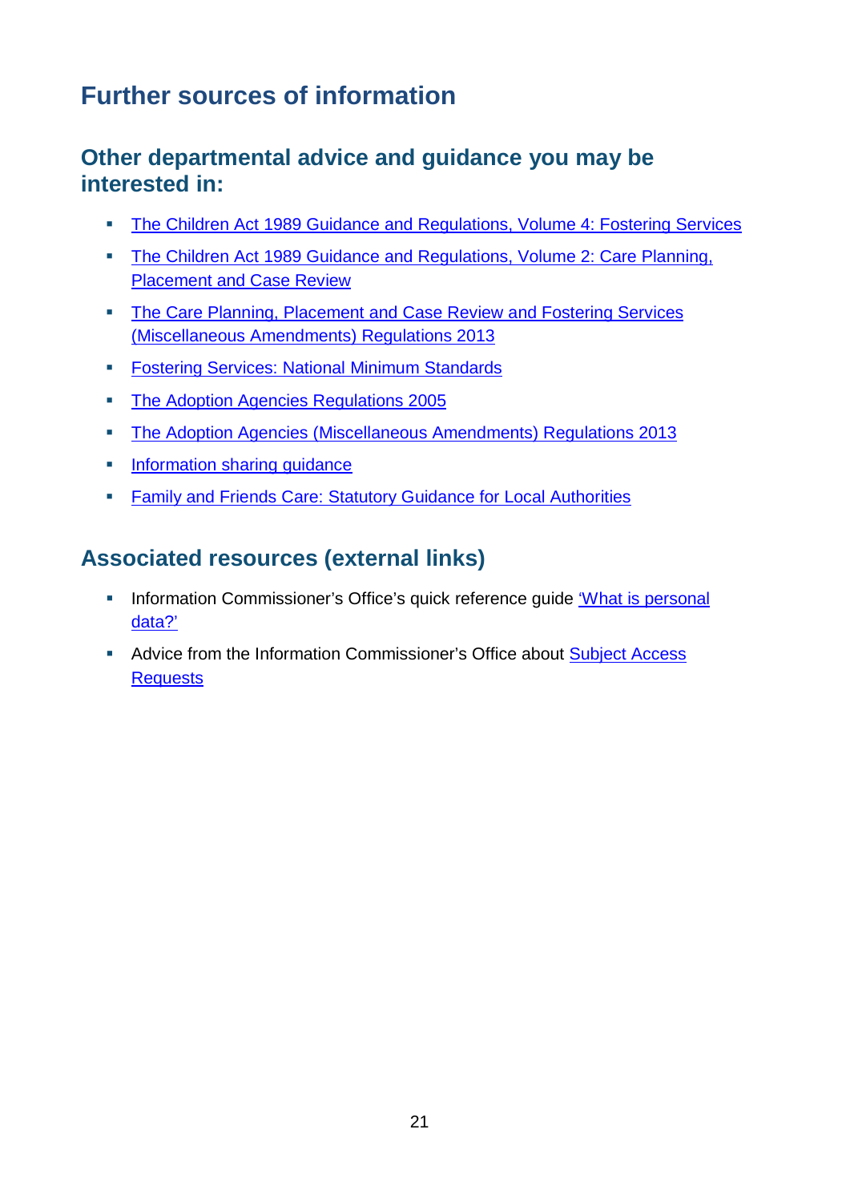# Further sources of information

## Other departmental advice and guidance you may be interested in:

- The Children Act 1989 Guidance and Regulations, Volume 4: Fostering Services
- The Children Act 1989 Guidance and Regulations, Volume 2: Care Planning, Placement and Case Review
- The Care Planning, Placement and Case Review and Fostering Services (Miscellaneous Amendments) Regulations 2013
- Fostering Services: National Minimum Standards
- The Adoption Agencies Regulations 2005
- The Adoption Agencies (Miscellaneous Amendments) Regulations 2013
- Information sharing guidance
- Family and Friends Care: Statutory Guidance for Local Authorities

## Associated resources (external links)

- Information Commissioner's Office's quick reference guide 'What is personal data?'
- Advice from the Information Commissioner's Office about Subject Access Requests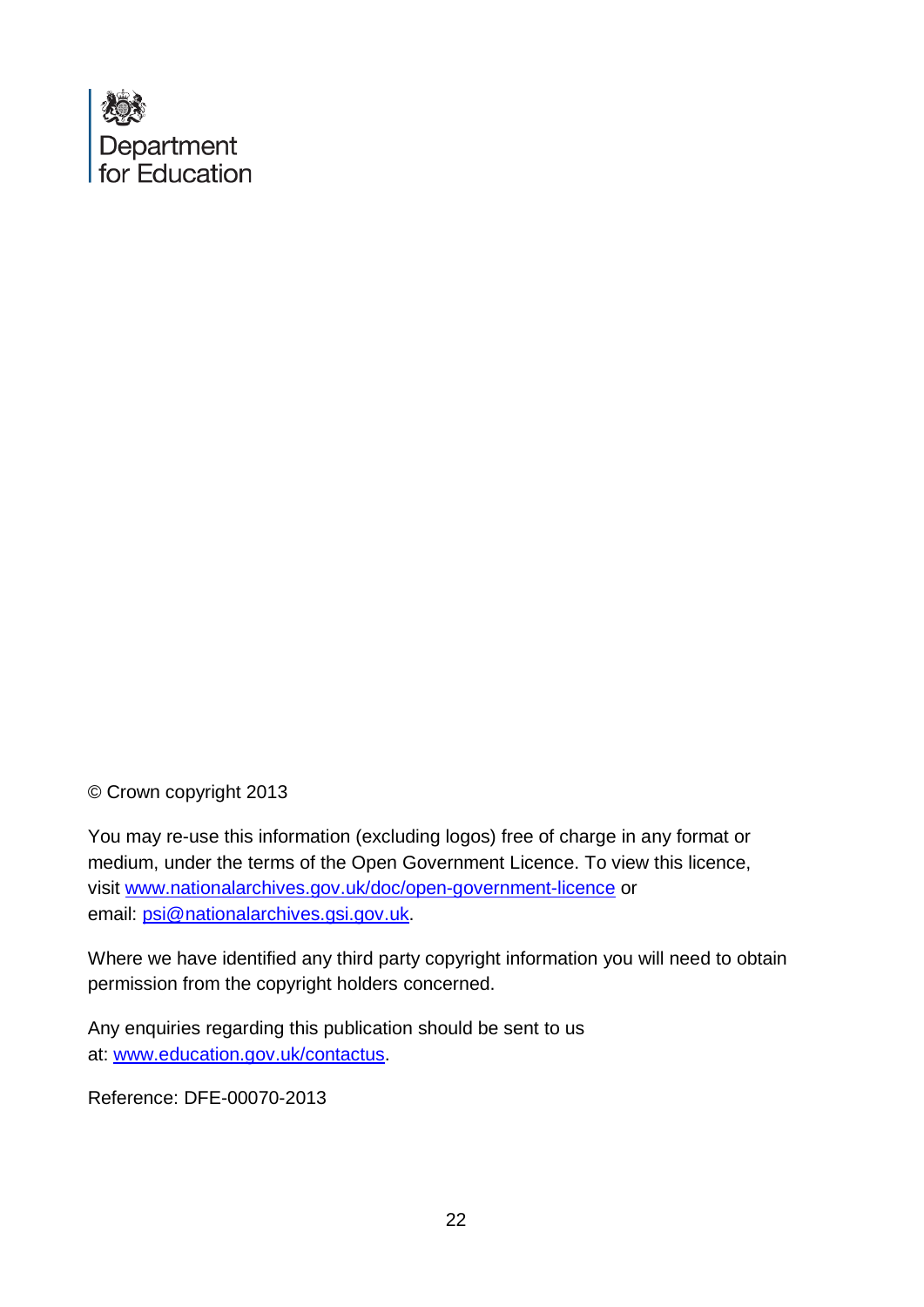Department for Education

© Crown copyright 2013

You may re-use this information (excluding logos) free of charge in any format or medium, under the terms of the Open Government Licence. To view this licence, visit www.nationalarchives.gov.uk/doc/open-government-licence or email: psi@nationalarchives.gsi.gov.uk.

Where we have identified any third party copyright information you will need to obtain permission from the copyright holders concerned.

Any enquiries regarding this publication should be sent to us at: www.education.gov.uk/contactus.

Reference: DFE-00070-2013